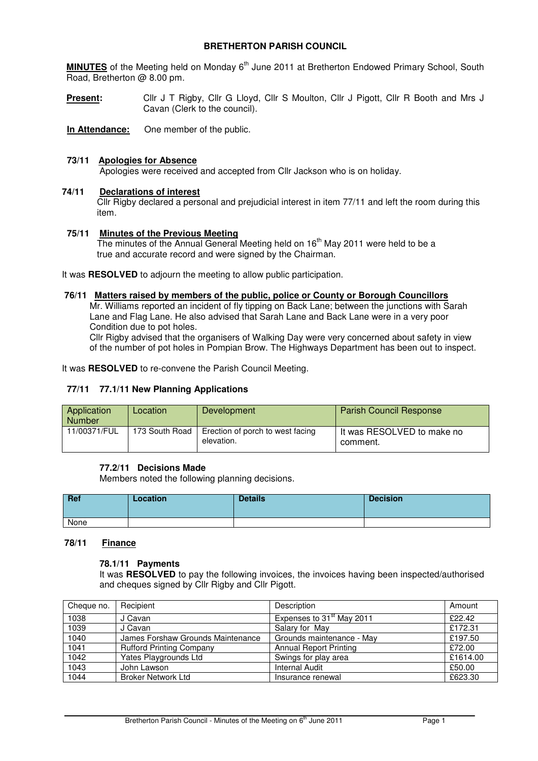# BRETHERTON PARISH COUNCIL

**MINUTES** of the Meeting held on Monday 6th June 2011 at Bretherton Endowed Primary School, South Road, Bretherton @ 8.00 pm.

**Present:** Cllr J T Rigby, Cllr G Lloyd, Cllr S Moulton, Cllr J Pigott, Cllr R Booth and Mrs J Cavan (Clerk to the council).

**In Attendance:** One member of the public.

**73/11 Apologies for Absence**

Apologies were received and accepted from Cllr Jackson who is on holiday.

**74/11 Declarations of interest**

Cllr Rigby declared a personal and prejudicial interest in item 77/11 and left the room during this item.

**75/11 Minutes of the Previous Meeting**

The minutes of the Annual General Meeting held on 16th May 2011 were held to be a true and accurate record and were signed by the Chairman.

It was **RESOLVED** to adjourn the meeting to allow public participation.

**76/11 Matters raised by members of the public, police or County or Borough Councillors**

Mr. Williams reported an incident of fly tipping on Back Lane; between the junctions with Sarah Lane and Flag Lane. He also advised that Sarah Lane and Back Lane were in a very poor Condition due to pot holes.

Cllr Rigby advised that the organisers of Walking Day were very concerned about safety in view of the number of pot holes in Pompian Brow. The Highways Department has been out to inspect.

It was **RESOLVED** to re-convene the Parish Council Meeting.

**77/11 77.1/11 New Planning Applications**

| Application Number | Location | Development | Parish Council Response |
|---|---|---|---|
| 11/00371/FUL | 173 South Road | Erection of porch to west facing elevation. | It was RESOLVED to make no comment. |

**77.2/11 Decisions Made**

Members noted the following planning decisions.

| Ref | Location | Details | Decision |
|---|---|---|---|
| None | | | |

**78/11 Finance**

**78.1/11 Payments**

It was **RESOLVED** to pay the following invoices, the invoices having been inspected/authorised and cheques signed by Cllr Rigby and Cllr Pigott.

| Cheque no. | Recipient | Description | Amount |
|---|---|---|---|
| 1038 | J Cavan | Expenses to 31st May 2011 | £22.42 |
| 1039 | J Cavan | Salary for May | £172.31 |
| 1040 | James Forshaw Grounds Maintenance | Grounds maintenance - May | £197.50 |
| 1041 | Rufford Printing Company | Annual Report Printing | £72.00 |
| 1042 | Yates Playgrounds Ltd | Swings for play area | £1614.00 |
| 1043 | John Lawson | Internal Audit | £50.00 |
| 1044 | Broker Network Ltd | Insurance renewal | £623.30 |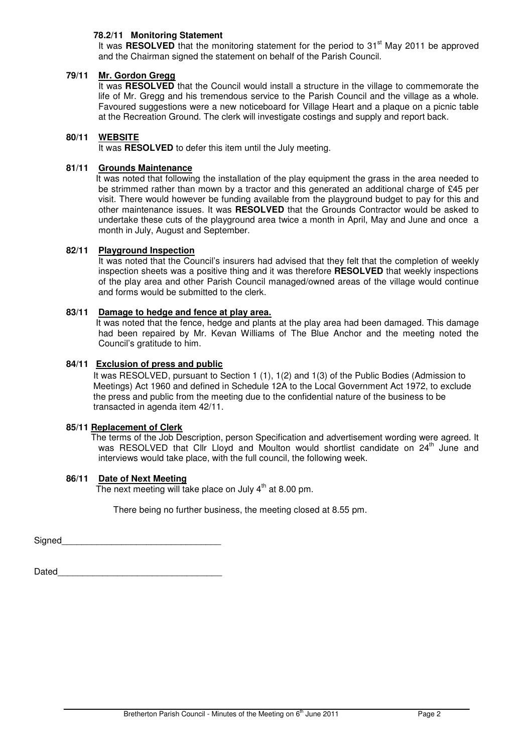**78.2/11 Monitoring Statement**

It was **RESOLVED** that the monitoring statement for the period to 31st May 2011 be approved and the Chairman signed the statement on behalf of the Parish Council.

**79/11 Mr. Gordon Gregg**

It was **RESOLVED** that the Council would install a structure in the village to commemorate the life of Mr. Gregg and his tremendous service to the Parish Council and the village as a whole. Favoured suggestions were a new noticeboard for Village Heart and a plaque on a picnic table at the Recreation Ground. The clerk will investigate costings and supply and report back.

**80/11 WEBSITE**

It was **RESOLVED** to defer this item until the July meeting.

**81/11 Grounds Maintenance**

It was noted that following the installation of the play equipment the grass in the area needed to be strimmed rather than mown by a tractor and this generated an additional charge of £45 per visit. There would however be funding available from the playground budget to pay for this and other maintenance issues. It was **RESOLVED** that the Grounds Contractor would be asked to undertake these cuts of the playground area twice a month in April, May and June and once a month in July, August and September.

**82/11 Playground Inspection**

It was noted that the Council's insurers had advised that they felt that the completion of weekly inspection sheets was a positive thing and it was therefore **RESOLVED** that weekly inspections of the play area and other Parish Council managed/owned areas of the village would continue and forms would be submitted to the clerk.

**83/11 Damage to hedge and fence at play area.**

It was noted that the fence, hedge and plants at the play area had been damaged. This damage had been repaired by Mr. Kevan Williams of The Blue Anchor and the meeting noted the Council's gratitude to him.

**84/11 Exclusion of press and public**

It was RESOLVED, pursuant to Section 1 (1), 1(2) and 1(3) of the Public Bodies (Admission to Meetings) Act 1960 and defined in Schedule 12A to the Local Government Act 1972, to exclude the press and public from the meeting due to the confidential nature of the business to be transacted in agenda item 42/11.

**85/11 Replacement of Clerk**

The terms of the Job Description, person Specification and advertisement wording were agreed. It was RESOLVED that Cllr Lloyd and Moulton would shortlist candidate on 24th June and interviews would take place, with the full council, the following week.

**86/11 Date of Next Meeting**

The next meeting will take place on July 4th at 8.00 pm.

There being no further business, the meeting closed at 8.55 pm.

Signed________________________________

Dated_________________________________